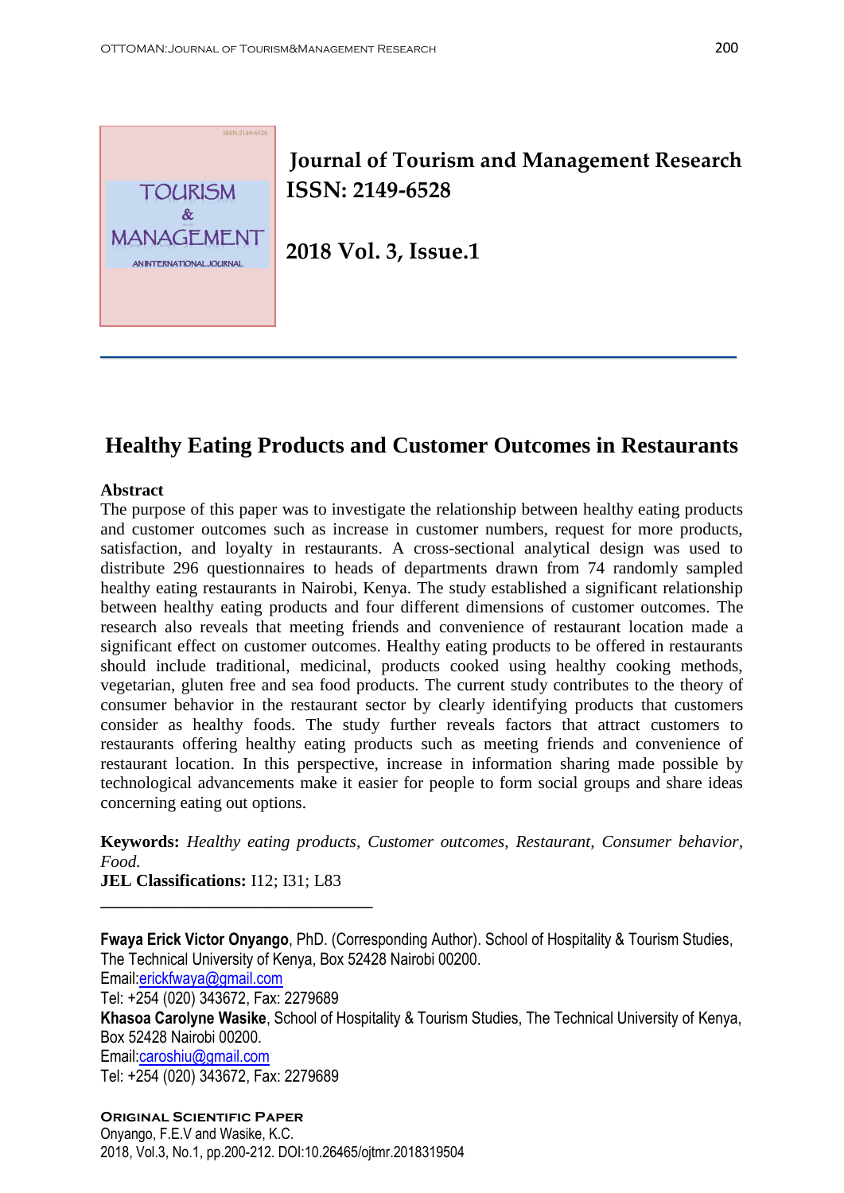# Journal of Tourism and Management Research

**ISSN: 2149-6528**

**2018 Vol. 3, Issue.1**

## Healthy Eating Products and Customer Outcomes in Restaurants

### Abstract

The purpose of this paper was to investigate the relationship between healthy eating products and customer outcomes such as increase in customer numbers, request for more products, satisfaction, and loyalty in restaurants. A cross-sectional analytical design was used to distribute 296 questionnaires to heads of departments drawn from 74 randomly sampled healthy eating restaurants in Nairobi, Kenya. The study established a significant relationship between healthy eating products and four different dimensions of customer outcomes. The research also reveals that meeting friends and convenience of restaurant location made a significant effect on customer outcomes. Healthy eating products to be offered in restaurants should include traditional, medicinal, products cooked using healthy cooking methods, vegetarian, gluten free and sea food products. The current study contributes to the theory of consumer behavior in the restaurant sector by clearly identifying products that customers consider as healthy foods. The study further reveals factors that attract customers to restaurants offering healthy eating products such as meeting friends and convenience of restaurant location. In this perspective, increase in information sharing made possible by technological advancements make it easier for people to form social groups and share ideas concerning eating out options.

**Keywords:** *Healthy eating products, Customer outcomes, Restaurant, Consumer behavior, Food.*

**JEL Classifications:** I12; I31; L83

---

**Fwaya Erick Victor Onyango**, PhD. (Corresponding Author). School of Hospitality & Tourism Studies, The Technical University of Kenya, Box 52428 Nairobi 00200.
Email:erickfwaya@gmail.com
Tel: +254 (020) 343672, Fax: 2279689

**Khasoa Carolyne Wasike**, School of Hospitality & Tourism Studies, The Technical University of Kenya, Box 52428 Nairobi 00200.
Email:caroshiu@gmail.com
Tel: +254 (020) 343672, Fax: 2279689

**Original Scientific Paper**
Onyango, F.E.V and Wasike, K.C.
2018, Vol.3, No.1, pp.200-212. DOI:10.26465/ojtmr.2018319504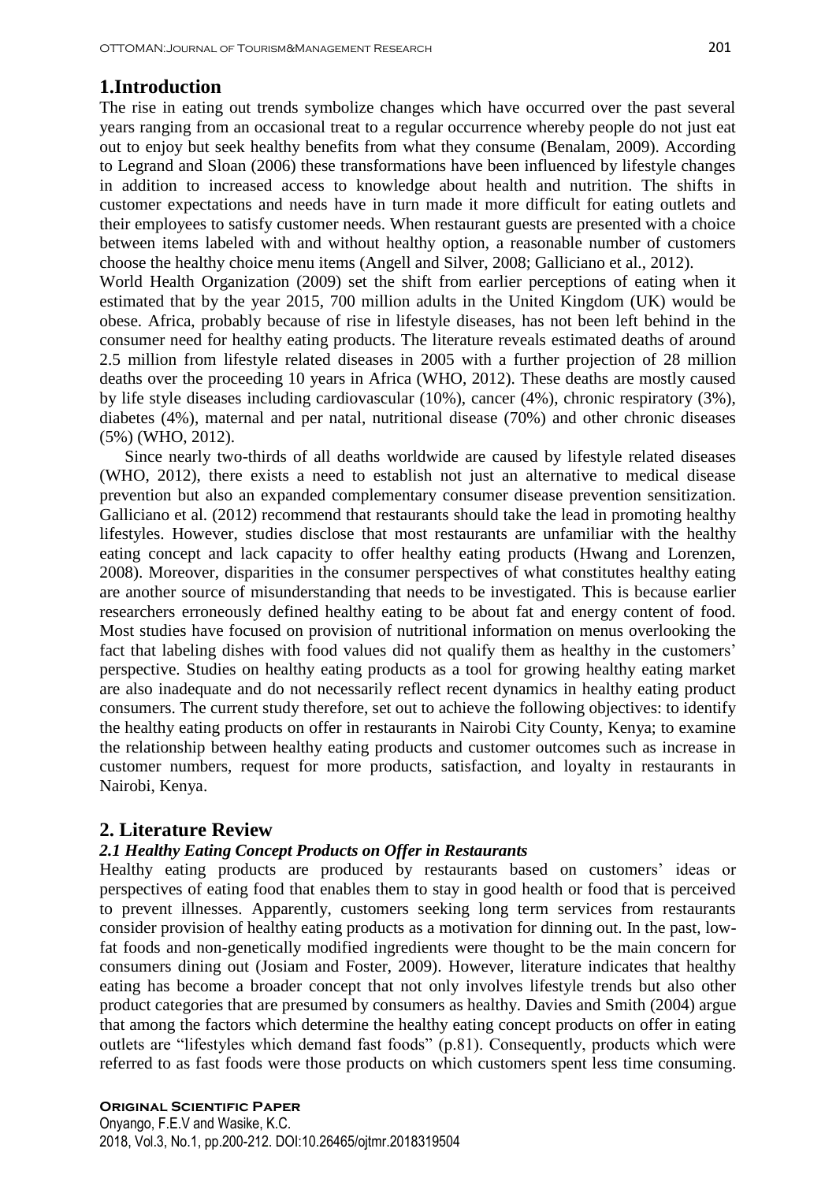# 1.Introduction

The rise in eating out trends symbolize changes which have occurred over the past several years ranging from an occasional treat to a regular occurrence whereby people do not just eat out to enjoy but seek healthy benefits from what they consume (Benalam, 2009). According to Legrand and Sloan (2006) these transformations have been influenced by lifestyle changes in addition to increased access to knowledge about health and nutrition. The shifts in customer expectations and needs have in turn made it more difficult for eating outlets and their employees to satisfy customer needs. When restaurant guests are presented with a choice between items labeled with and without healthy option, a reasonable number of customers choose the healthy choice menu items (Angell and Silver, 2008; Galliciano et al., 2012).

World Health Organization (2009) set the shift from earlier perceptions of eating when it estimated that by the year 2015, 700 million adults in the United Kingdom (UK) would be obese. Africa, probably because of rise in lifestyle diseases, has not been left behind in the consumer need for healthy eating products. The literature reveals estimated deaths of around 2.5 million from lifestyle related diseases in 2005 with a further projection of 28 million deaths over the proceeding 10 years in Africa (WHO, 2012). These deaths are mostly caused by life style diseases including cardiovascular (10%), cancer (4%), chronic respiratory (3%), diabetes (4%), maternal and per natal, nutritional disease (70%) and other chronic diseases (5%) (WHO, 2012).

Since nearly two-thirds of all deaths worldwide are caused by lifestyle related diseases (WHO, 2012), there exists a need to establish not just an alternative to medical disease prevention but also an expanded complementary consumer disease prevention sensitization. Galliciano et al. (2012) recommend that restaurants should take the lead in promoting healthy lifestyles. However, studies disclose that most restaurants are unfamiliar with the healthy eating concept and lack capacity to offer healthy eating products (Hwang and Lorenzen, 2008). Moreover, disparities in the consumer perspectives of what constitutes healthy eating are another source of misunderstanding that needs to be investigated. This is because earlier researchers erroneously defined healthy eating to be about fat and energy content of food. Most studies have focused on provision of nutritional information on menus overlooking the fact that labeling dishes with food values did not qualify them as healthy in the customers' perspective. Studies on healthy eating products as a tool for growing healthy eating market are also inadequate and do not necessarily reflect recent dynamics in healthy eating product consumers. The current study therefore, set out to achieve the following objectives: to identify the healthy eating products on offer in restaurants in Nairobi City County, Kenya; to examine the relationship between healthy eating products and customer outcomes such as increase in customer numbers, request for more products, satisfaction, and loyalty in restaurants in Nairobi, Kenya.

# 2. Literature Review

## *2.1 Healthy Eating Concept Products on Offer in Restaurants*

Healthy eating products are produced by restaurants based on customers' ideas or perspectives of eating food that enables them to stay in good health or food that is perceived to prevent illnesses. Apparently, customers seeking long term services from restaurants consider provision of healthy eating products as a motivation for dinning out. In the past, low-fat foods and non-genetically modified ingredients were thought to be the main concern for consumers dining out (Josiam and Foster, 2009). However, literature indicates that healthy eating has become a broader concept that not only involves lifestyle trends but also other product categories that are presumed by consumers as healthy. Davies and Smith (2004) argue that among the factors which determine the healthy eating concept products on offer in eating outlets are "lifestyles which demand fast foods" (p.81). Consequently, products which were referred to as fast foods were those products on which customers spent less time consuming.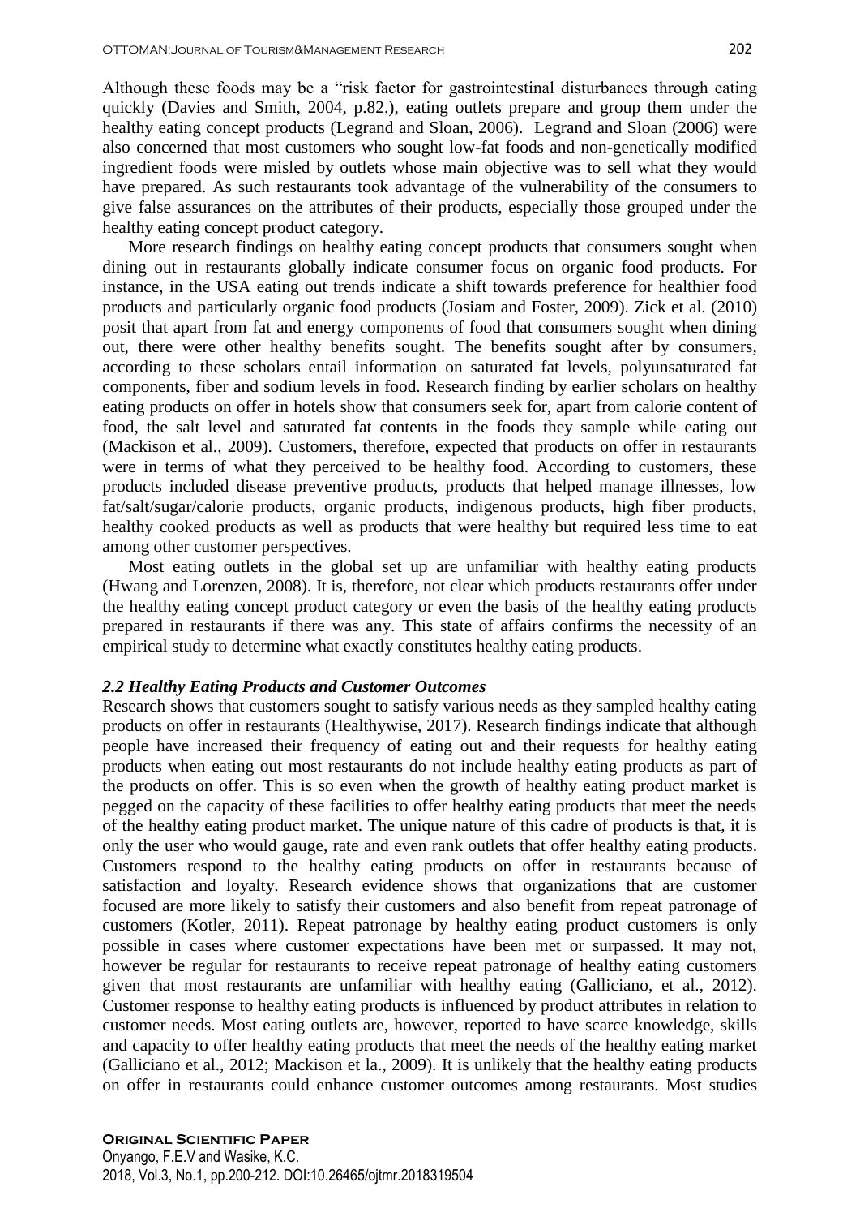Although these foods may be a "risk factor for gastrointestinal disturbances through eating quickly (Davies and Smith, 2004, p.82.), eating outlets prepare and group them under the healthy eating concept products (Legrand and Sloan, 2006). Legrand and Sloan (2006) were also concerned that most customers who sought low-fat foods and non-genetically modified ingredient foods were misled by outlets whose main objective was to sell what they would have prepared. As such restaurants took advantage of the vulnerability of the consumers to give false assurances on the attributes of their products, especially those grouped under the healthy eating concept product category.

More research findings on healthy eating concept products that consumers sought when dining out in restaurants globally indicate consumer focus on organic food products. For instance, in the USA eating out trends indicate a shift towards preference for healthier food products and particularly organic food products (Josiam and Foster, 2009). Zick et al. (2010) posit that apart from fat and energy components of food that consumers sought when dining out, there were other healthy benefits sought. The benefits sought after by consumers, according to these scholars entail information on saturated fat levels, polyunsaturated fat components, fiber and sodium levels in food. Research finding by earlier scholars on healthy eating products on offer in hotels show that consumers seek for, apart from calorie content of food, the salt level and saturated fat contents in the foods they sample while eating out (Mackison et al., 2009). Customers, therefore, expected that products on offer in restaurants were in terms of what they perceived to be healthy food. According to customers, these products included disease preventive products, products that helped manage illnesses, low fat/salt/sugar/calorie products, organic products, indigenous products, high fiber products, healthy cooked products as well as products that were healthy but required less time to eat among other customer perspectives.

Most eating outlets in the global set up are unfamiliar with healthy eating products (Hwang and Lorenzen, 2008). It is, therefore, not clear which products restaurants offer under the healthy eating concept product category or even the basis of the healthy eating products prepared in restaurants if there was any. This state of affairs confirms the necessity of an empirical study to determine what exactly constitutes healthy eating products.

### *2.2 Healthy Eating Products and Customer Outcomes*

Research shows that customers sought to satisfy various needs as they sampled healthy eating products on offer in restaurants (Healthywise, 2017). Research findings indicate that although people have increased their frequency of eating out and their requests for healthy eating products when eating out most restaurants do not include healthy eating products as part of the products on offer. This is so even when the growth of healthy eating product market is pegged on the capacity of these facilities to offer healthy eating products that meet the needs of the healthy eating product market. The unique nature of this cadre of products is that, it is only the user who would gauge, rate and even rank outlets that offer healthy eating products. Customers respond to the healthy eating products on offer in restaurants because of satisfaction and loyalty. Research evidence shows that organizations that are customer focused are more likely to satisfy their customers and also benefit from repeat patronage of customers (Kotler, 2011). Repeat patronage by healthy eating product customers is only possible in cases where customer expectations have been met or surpassed. It may not, however be regular for restaurants to receive repeat patronage of healthy eating customers given that most restaurants are unfamiliar with healthy eating (Galliciano, et al., 2012). Customer response to healthy eating products is influenced by product attributes in relation to customer needs. Most eating outlets are, however, reported to have scarce knowledge, skills and capacity to offer healthy eating products that meet the needs of the healthy eating market (Galliciano et al., 2012; Mackison et la., 2009). It is unlikely that the healthy eating products on offer in restaurants could enhance customer outcomes among restaurants. Most studies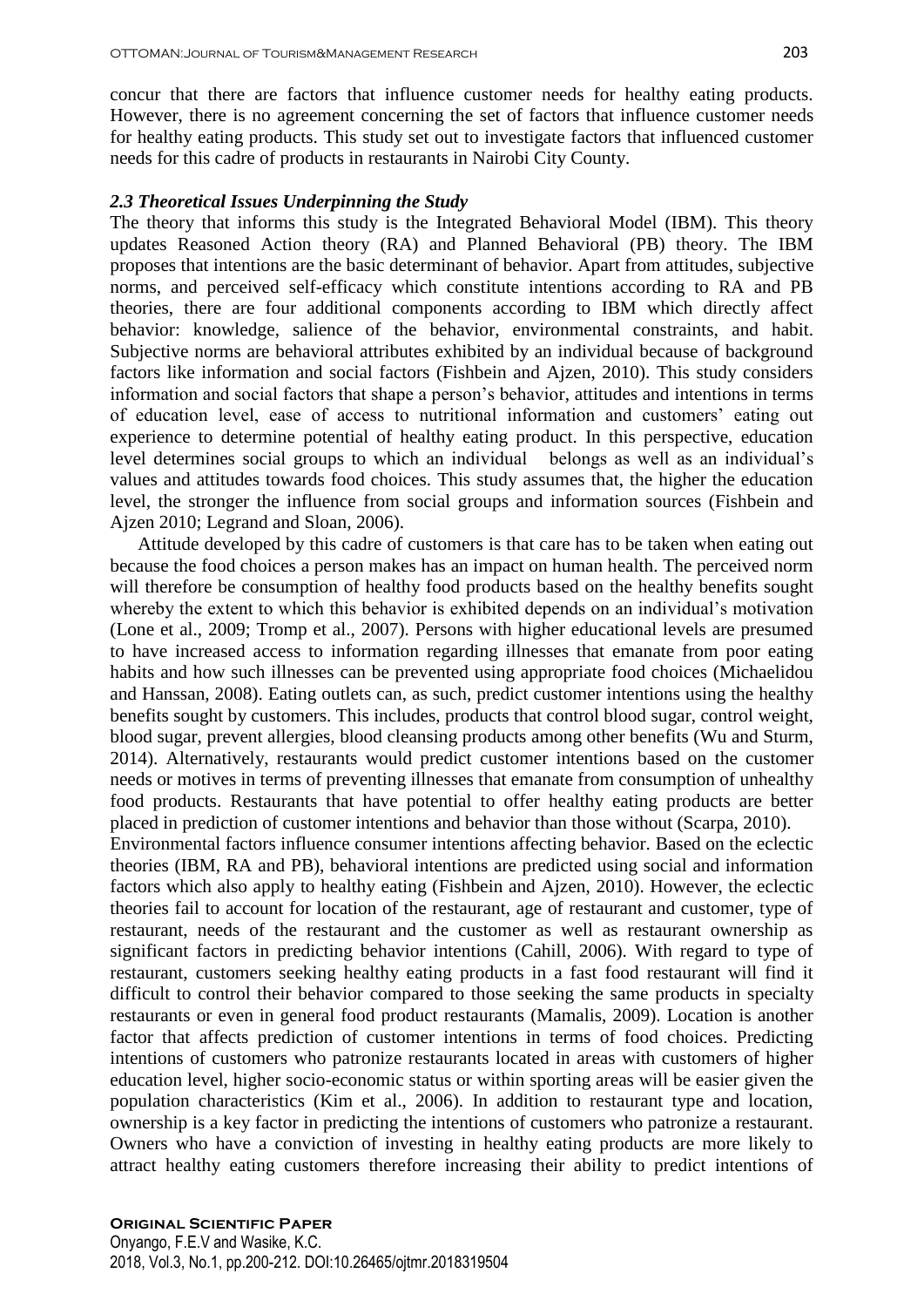concur that there are factors that influence customer needs for healthy eating products. However, there is no agreement concerning the set of factors that influence customer needs for healthy eating products. This study set out to investigate factors that influenced customer needs for this cadre of products in restaurants in Nairobi City County.

### *2.3 Theoretical Issues Underpinning the Study*

The theory that informs this study is the Integrated Behavioral Model (IBM). This theory updates Reasoned Action theory (RA) and Planned Behavioral (PB) theory. The IBM proposes that intentions are the basic determinant of behavior. Apart from attitudes, subjective norms, and perceived self-efficacy which constitute intentions according to RA and PB theories, there are four additional components according to IBM which directly affect behavior: knowledge, salience of the behavior, environmental constraints, and habit. Subjective norms are behavioral attributes exhibited by an individual because of background factors like information and social factors (Fishbein and Ajzen, 2010). This study considers information and social factors that shape a person's behavior, attitudes and intentions in terms of education level, ease of access to nutritional information and customers' eating out experience to determine potential of healthy eating product. In this perspective, education level determines social groups to which an individual belongs as well as an individual's values and attitudes towards food choices. This study assumes that, the higher the education level, the stronger the influence from social groups and information sources (Fishbein and Ajzen 2010; Legrand and Sloan, 2006).

Attitude developed by this cadre of customers is that care has to be taken when eating out because the food choices a person makes has an impact on human health. The perceived norm will therefore be consumption of healthy food products based on the healthy benefits sought whereby the extent to which this behavior is exhibited depends on an individual's motivation (Lone et al., 2009; Tromp et al., 2007). Persons with higher educational levels are presumed to have increased access to information regarding illnesses that emanate from poor eating habits and how such illnesses can be prevented using appropriate food choices (Michaelidou and Hanssan, 2008). Eating outlets can, as such, predict customer intentions using the healthy benefits sought by customers. This includes, products that control blood sugar, control weight, blood sugar, prevent allergies, blood cleansing products among other benefits (Wu and Sturm, 2014). Alternatively, restaurants would predict customer intentions based on the customer needs or motives in terms of preventing illnesses that emanate from consumption of unhealthy food products. Restaurants that have potential to offer healthy eating products are better placed in prediction of customer intentions and behavior than those without (Scarpa, 2010).

Environmental factors influence consumer intentions affecting behavior. Based on the eclectic theories (IBM, RA and PB), behavioral intentions are predicted using social and information factors which also apply to healthy eating (Fishbein and Ajzen, 2010). However, the eclectic theories fail to account for location of the restaurant, age of restaurant and customer, type of restaurant, needs of the restaurant and the customer as well as restaurant ownership as significant factors in predicting behavior intentions (Cahill, 2006). With regard to type of restaurant, customers seeking healthy eating products in a fast food restaurant will find it difficult to control their behavior compared to those seeking the same products in specialty restaurants or even in general food product restaurants (Mamalis, 2009). Location is another factor that affects prediction of customer intentions in terms of food choices. Predicting intentions of customers who patronize restaurants located in areas with customers of higher education level, higher socio-economic status or within sporting areas will be easier given the population characteristics (Kim et al., 2006). In addition to restaurant type and location, ownership is a key factor in predicting the intentions of customers who patronize a restaurant. Owners who have a conviction of investing in healthy eating products are more likely to attract healthy eating customers therefore increasing their ability to predict intentions of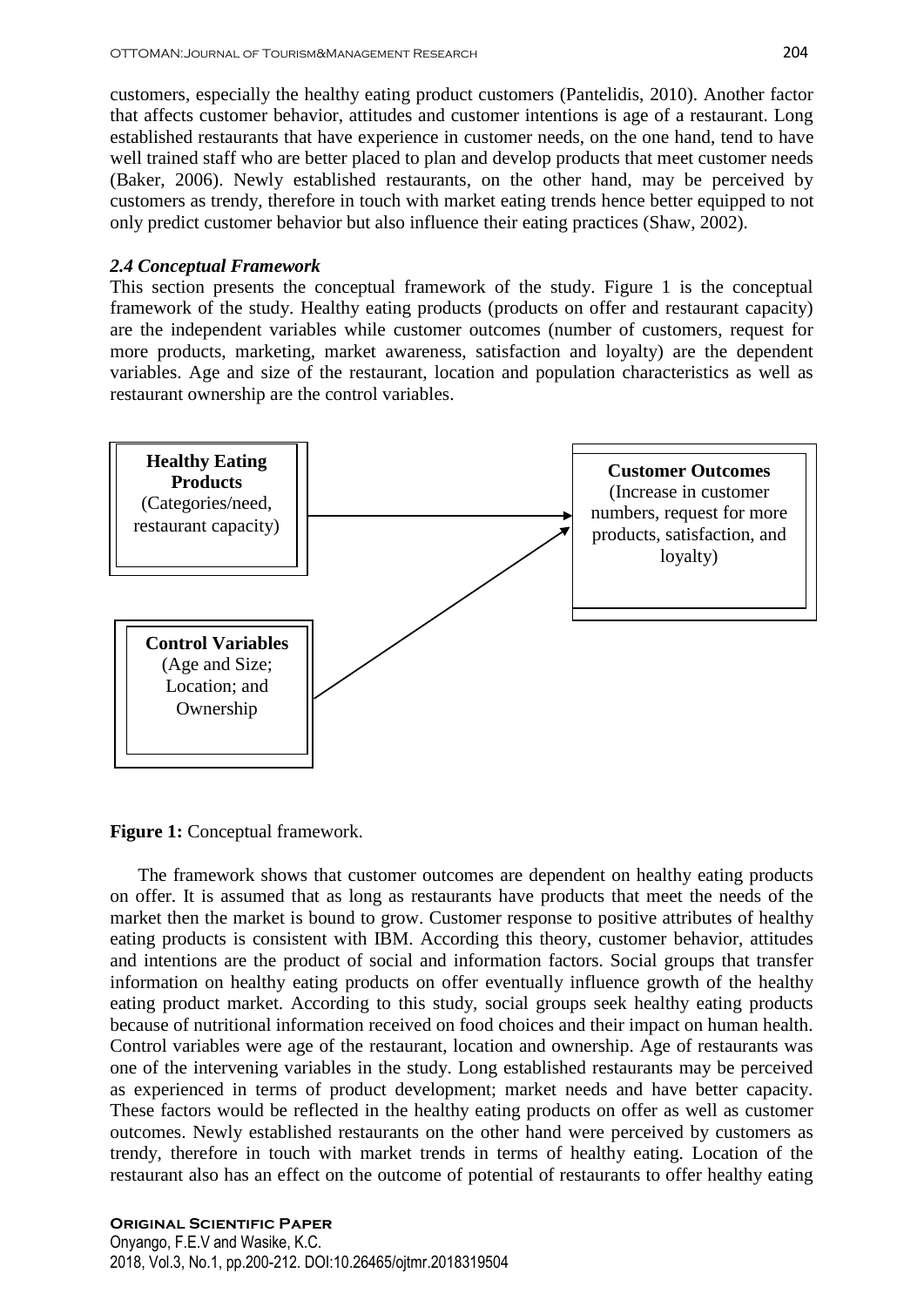customers, especially the healthy eating product customers (Pantelidis, 2010). Another factor that affects customer behavior, attitudes and customer intentions is age of a restaurant. Long established restaurants that have experience in customer needs, on the one hand, tend to have well trained staff who are better placed to plan and develop products that meet customer needs (Baker, 2006). Newly established restaurants, on the other hand, may be perceived by customers as trendy, therefore in touch with market eating trends hence better equipped to not only predict customer behavior but also influence their eating practices (Shaw, 2002).

### *2.4 Conceptual Framework*

This section presents the conceptual framework of the study. Figure 1 is the conceptual framework of the study. Healthy eating products (products on offer and restaurant capacity) are the independent variables while customer outcomes (number of customers, request for more products, marketing, market awareness, satisfaction and loyalty) are the dependent variables. Age and size of the restaurant, location and population characteristics as well as restaurant ownership are the control variables.

**Healthy Eating Products** (Categories/need, restaurant capacity) → **Customer Outcomes** (Increase in customer numbers, request for more products, satisfaction, and loyalty)

**Control Variables** (Age and Size; Location; and Ownership) → **Customer Outcomes**

**Figure 1:** Conceptual framework.

The framework shows that customer outcomes are dependent on healthy eating products on offer. It is assumed that as long as restaurants have products that meet the needs of the market then the market is bound to grow. Customer response to positive attributes of healthy eating products is consistent with IBM. According this theory, customer behavior, attitudes and intentions are the product of social and information factors. Social groups that transfer information on healthy eating products on offer eventually influence growth of the healthy eating product market. According to this study, social groups seek healthy eating products because of nutritional information received on food choices and their impact on human health. Control variables were age of the restaurant, location and ownership. Age of restaurants was one of the intervening variables in the study. Long established restaurants may be perceived as experienced in terms of product development; market needs and have better capacity. These factors would be reflected in the healthy eating products on offer as well as customer outcomes. Newly established restaurants on the other hand were perceived by customers as trendy, therefore in touch with market trends in terms of healthy eating. Location of the restaurant also has an effect on the outcome of potential of restaurants to offer healthy eating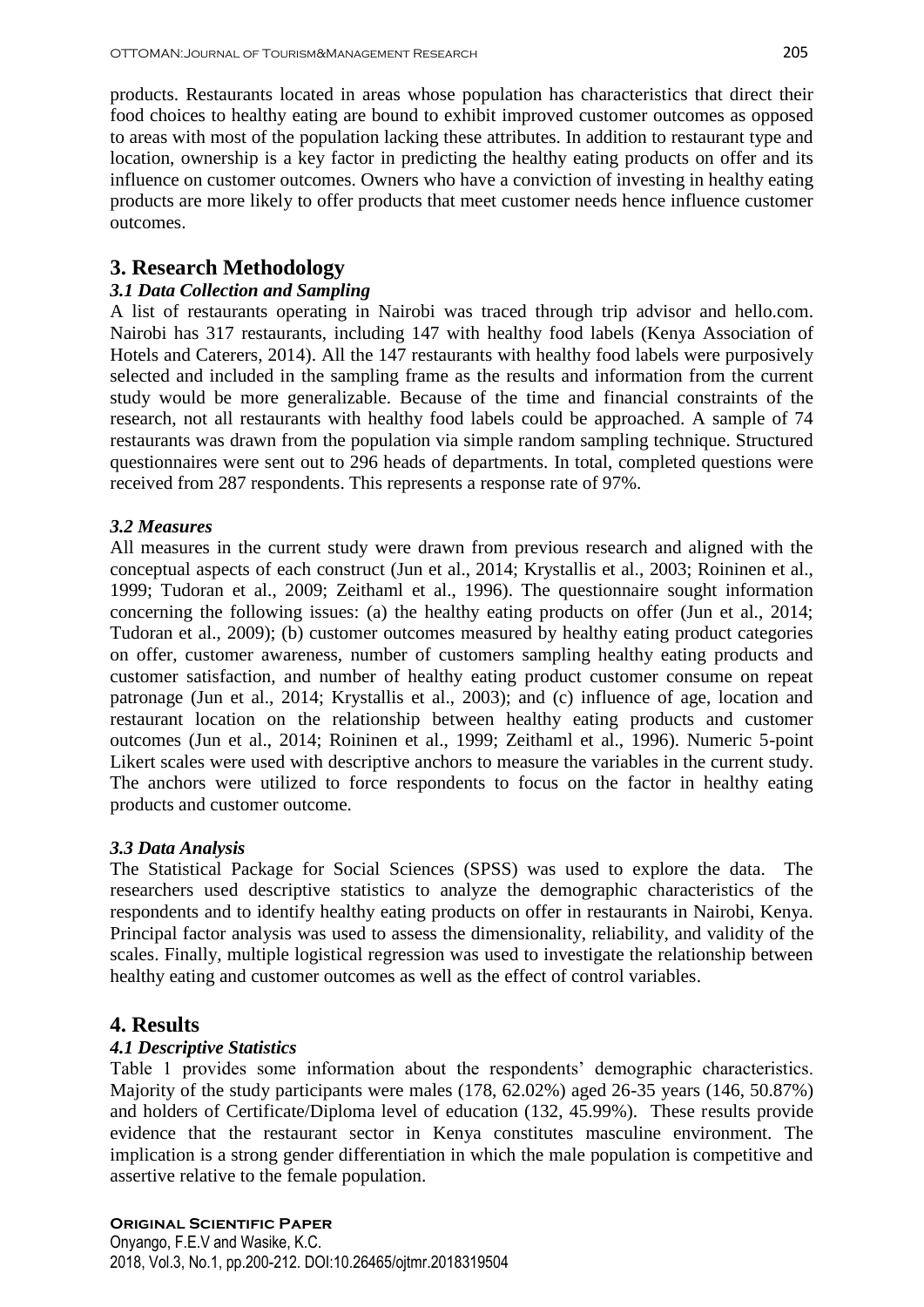products. Restaurants located in areas whose population has characteristics that direct their food choices to healthy eating are bound to exhibit improved customer outcomes as opposed to areas with most of the population lacking these attributes. In addition to restaurant type and location, ownership is a key factor in predicting the healthy eating products on offer and its influence on customer outcomes. Owners who have a conviction of investing in healthy eating products are more likely to offer products that meet customer needs hence influence customer outcomes.

## 3. Research Methodology

### *3.1 Data Collection and Sampling*

A list of restaurants operating in Nairobi was traced through trip advisor and hello.com. Nairobi has 317 restaurants, including 147 with healthy food labels (Kenya Association of Hotels and Caterers, 2014). All the 147 restaurants with healthy food labels were purposively selected and included in the sampling frame as the results and information from the current study would be more generalizable. Because of the time and financial constraints of the research, not all restaurants with healthy food labels could be approached. A sample of 74 restaurants was drawn from the population via simple random sampling technique. Structured questionnaires were sent out to 296 heads of departments. In total, completed questions were received from 287 respondents. This represents a response rate of 97%.

### *3.2 Measures*

All measures in the current study were drawn from previous research and aligned with the conceptual aspects of each construct (Jun et al., 2014; Krystallis et al., 2003; Roininen et al., 1999; Tudoran et al., 2009; Zeithaml et al., 1996). The questionnaire sought information concerning the following issues: (a) the healthy eating products on offer (Jun et al., 2014; Tudoran et al., 2009); (b) customer outcomes measured by healthy eating product categories on offer, customer awareness, number of customers sampling healthy eating products and customer satisfaction, and number of healthy eating product customer consume on repeat patronage (Jun et al., 2014; Krystallis et al., 2003); and (c) influence of age, location and restaurant location on the relationship between healthy eating products and customer outcomes (Jun et al., 2014; Roininen et al., 1999; Zeithaml et al., 1996). Numeric 5-point Likert scales were used with descriptive anchors to measure the variables in the current study. The anchors were utilized to force respondents to focus on the factor in healthy eating products and customer outcome.

### *3.3 Data Analysis*

The Statistical Package for Social Sciences (SPSS) was used to explore the data. The researchers used descriptive statistics to analyze the demographic characteristics of the respondents and to identify healthy eating products on offer in restaurants in Nairobi, Kenya. Principal factor analysis was used to assess the dimensionality, reliability, and validity of the scales. Finally, multiple logistical regression was used to investigate the relationship between healthy eating and customer outcomes as well as the effect of control variables.

## 4. Results

### *4.1 Descriptive Statistics*

Table 1 provides some information about the respondents' demographic characteristics. Majority of the study participants were males (178, 62.02%) aged 26-35 years (146, 50.87%) and holders of Certificate/Diploma level of education (132, 45.99%). These results provide evidence that the restaurant sector in Kenya constitutes masculine environment. The implication is a strong gender differentiation in which the male population is competitive and assertive relative to the female population.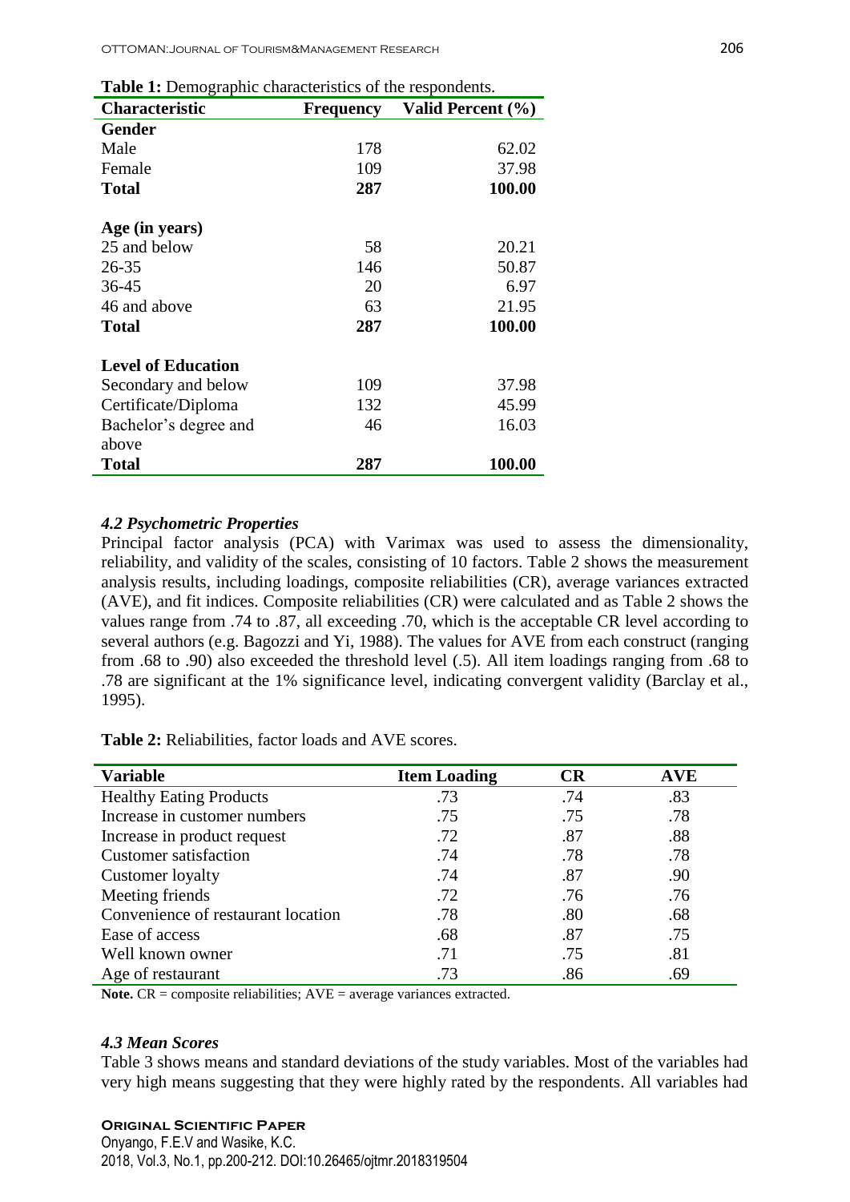**Table 1:** Demographic characteristics of the respondents.

| Characteristic | Frequency | Valid Percent (%) |
|---|---|---|
| **Gender** | | |
| Male | 178 | 62.02 |
| Female | 109 | 37.98 |
| **Total** | **287** | **100.00** |
| **Age (in years)** | | |
| 25 and below | 58 | 20.21 |
| 26-35 | 146 | 50.87 |
| 36-45 | 20 | 6.97 |
| 46 and above | 63 | 21.95 |
| **Total** | **287** | **100.00** |
| **Level of Education** | | |
| Secondary and below | 109 | 37.98 |
| Certificate/Diploma | 132 | 45.99 |
| Bachelor's degree and above | 46 | 16.03 |
| **Total** | **287** | **100.00** |

### *4.2 Psychometric Properties*

Principal factor analysis (PCA) with Varimax was used to assess the dimensionality, reliability, and validity of the scales, consisting of 10 factors. Table 2 shows the measurement analysis results, including loadings, composite reliabilities (CR), average variances extracted (AVE), and fit indices. Composite reliabilities (CR) were calculated and as Table 2 shows the values range from .74 to .87, all exceeding .70, which is the acceptable CR level according to several authors (e.g. Bagozzi and Yi, 1988). The values for AVE from each construct (ranging from .68 to .90) also exceeded the threshold level (.5). All item loadings ranging from .68 to .78 are significant at the 1% significance level, indicating convergent validity (Barclay et al., 1995).

**Table 2:** Reliabilities, factor loads and AVE scores.

| Variable | Item Loading | CR | AVE |
|---|---|---|---|
| Healthy Eating Products | .73 | .74 | .83 |
| Increase in customer numbers | .75 | .75 | .78 |
| Increase in product request | .72 | .87 | .88 |
| Customer satisfaction | .74 | .78 | .78 |
| Customer loyalty | .74 | .87 | .90 |
| Meeting friends | .72 | .76 | .76 |
| Convenience of restaurant location | .78 | .80 | .68 |
| Ease of access | .68 | .87 | .75 |
| Well known owner | .71 | .75 | .81 |
| Age of restaurant | .73 | .86 | .69 |

**Note.** CR = composite reliabilities; AVE = average variances extracted.

### *4.3 Mean Scores*

Table 3 shows means and standard deviations of the study variables. Most of the variables had very high means suggesting that they were highly rated by the respondents. All variables had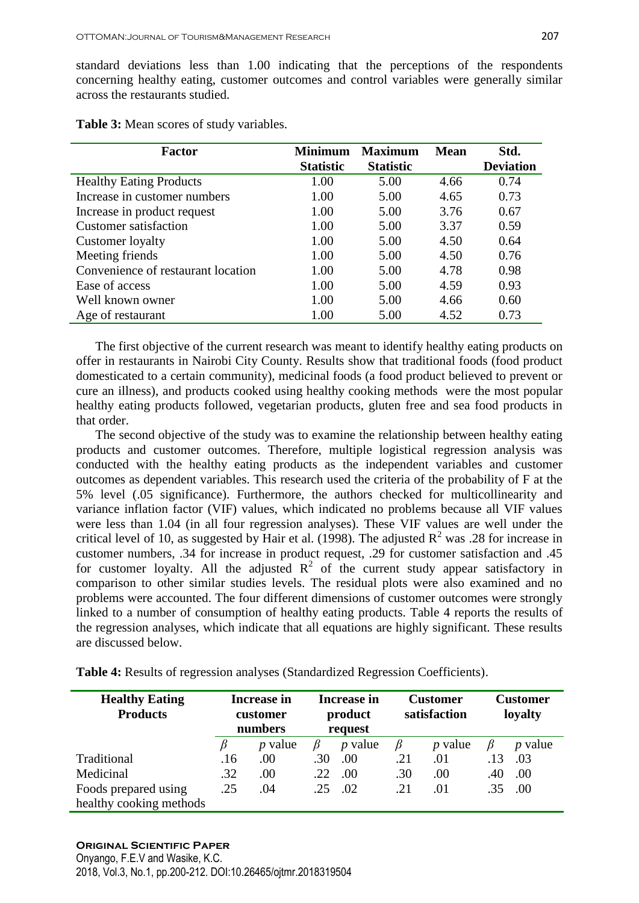standard deviations less than 1.00 indicating that the perceptions of the respondents concerning healthy eating, customer outcomes and control variables were generally similar across the restaurants studied.

**Table 3:** Mean scores of study variables.

| Factor | Minimum Statistic | Maximum Statistic | Mean | Std. Deviation |
|---|---|---|---|---|
| Healthy Eating Products | 1.00 | 5.00 | 4.66 | 0.74 |
| Increase in customer numbers | 1.00 | 5.00 | 4.65 | 0.73 |
| Increase in product request | 1.00 | 5.00 | 3.76 | 0.67 |
| Customer satisfaction | 1.00 | 5.00 | 3.37 | 0.59 |
| Customer loyalty | 1.00 | 5.00 | 4.50 | 0.64 |
| Meeting friends | 1.00 | 5.00 | 4.50 | 0.76 |
| Convenience of restaurant location | 1.00 | 5.00 | 4.78 | 0.98 |
| Ease of access | 1.00 | 5.00 | 4.59 | 0.93 |
| Well known owner | 1.00 | 5.00 | 4.66 | 0.60 |
| Age of restaurant | 1.00 | 5.00 | 4.52 | 0.73 |

The first objective of the current research was meant to identify healthy eating products on offer in restaurants in Nairobi City County. Results show that traditional foods (food product domesticated to a certain community), medicinal foods (a food product believed to prevent or cure an illness), and products cooked using healthy cooking methods were the most popular healthy eating products followed, vegetarian products, gluten free and sea food products in that order.

The second objective of the study was to examine the relationship between healthy eating products and customer outcomes. Therefore, multiple logistical regression analysis was conducted with the healthy eating products as the independent variables and customer outcomes as dependent variables. This research used the criteria of the probability of F at the 5% level (.05 significance). Furthermore, the authors checked for multicollinearity and variance inflation factor (VIF) values, which indicated no problems because all VIF values were less than 1.04 (in all four regression analyses). These VIF values are well under the critical level of 10, as suggested by Hair et al. (1998). The adjusted $R^2$ was .28 for increase in customer numbers, .34 for increase in product request, .29 for customer satisfaction and .45 for customer loyalty. All the adjusted $R^2$ of the current study appear satisfactory in comparison to other similar studies levels. The residual plots were also examined and no problems were accounted. The four different dimensions of customer outcomes were strongly linked to a number of consumption of healthy eating products. Table 4 reports the results of the regression analyses, which indicate that all equations are highly significant. These results are discussed below.

**Table 4:** Results of regression analyses (Standardized Regression Coefficients).

| Healthy Eating Products | Increase in customer numbers | | Increase in product request | | Customer satisfaction | | Customer loyalty | |
|---|---|---|---|---|---|---|---|---|
| | $\beta$ | *p* value | $\beta$ | *p* value | $\beta$ | *p* value | $\beta$ | *p* value |
| Traditional | .16 | .00 | .30 | .00 | .21 | .01 | .13 | .03 |
| Medicinal | .32 | .00 | .22 | .00 | .30 | .00 | .40 | .00 |
| Foods prepared using healthy cooking methods | .25 | .04 | .25 | .02 | .21 | .01 | .35 | .00 |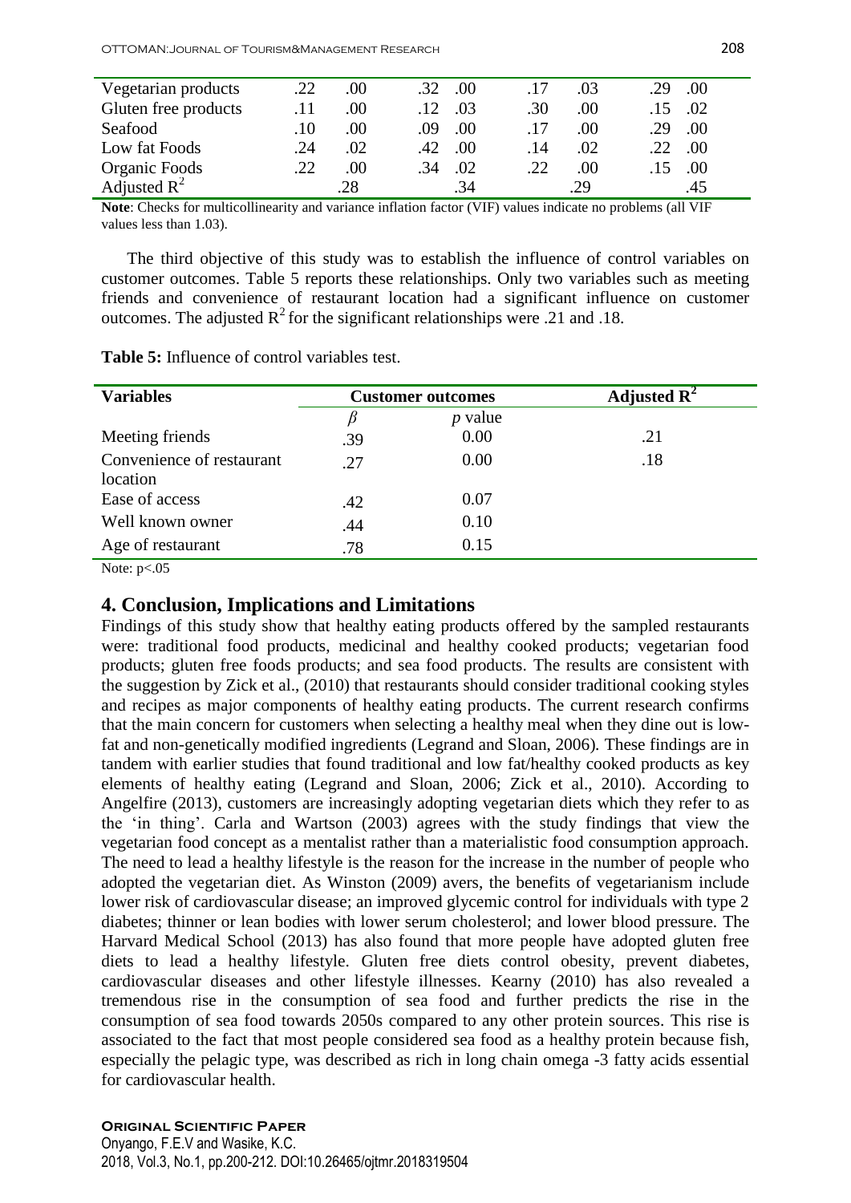| Vegetarian products | .22 | .00 | .32 | .00 | .17 | .03 | .29 | .00 |
|---|---|---|---|---|---|---|---|---|
| Gluten free products | .11 | .00 | .12 | .03 | .30 | .00 | .15 | .02 |
| Seafood | .10 | .00 | .09 | .00 | .17 | .00 | .29 | .00 |
| Low fat Foods | .24 | .02 | .42 | .00 | .14 | .02 | .22 | .00 |
| Organic Foods | .22 | .00 | .34 | .02 | .22 | .00 | .15 | .00 |
| Adjusted $R^2$ | .28 | | .34 | | .29 | | .45 | |

**Note**: Checks for multicollinearity and variance inflation factor (VIF) values indicate no problems (all VIF values less than 1.03).

The third objective of this study was to establish the influence of control variables on customer outcomes. Table 5 reports these relationships. Only two variables such as meeting friends and convenience of restaurant location had a significant influence on customer outcomes. The adjusted $R^2$ for the significant relationships were .21 and .18.

**Table 5:** Influence of control variables test.

| Variables | Customer outcomes | | Adjusted $R^2$ |
|---|---|---|---|
| | $\beta$ | *p* value | |
| Meeting friends | .39 | 0.00 | .21 |
| Convenience of restaurant location | .27 | 0.00 | .18 |
| Ease of access | .42 | 0.07 | |
| Well known owner | .44 | 0.10 | |
| Age of restaurant | .78 | 0.15 | |

Note: $p<.05$

## 4. Conclusion, Implications and Limitations

Findings of this study show that healthy eating products offered by the sampled restaurants were: traditional food products, medicinal and healthy cooked products; vegetarian food products; gluten free foods products; and sea food products. The results are consistent with the suggestion by Zick et al., (2010) that restaurants should consider traditional cooking styles and recipes as major components of healthy eating products. The current research confirms that the main concern for customers when selecting a healthy meal when they dine out is low-fat and non-genetically modified ingredients (Legrand and Sloan, 2006). These findings are in tandem with earlier studies that found traditional and low fat/healthy cooked products as key elements of healthy eating (Legrand and Sloan, 2006; Zick et al., 2010). According to Angelfire (2013), customers are increasingly adopting vegetarian diets which they refer to as the 'in thing'. Carla and Wartson (2003) agrees with the study findings that view the vegetarian food concept as a mentalist rather than a materialistic food consumption approach. The need to lead a healthy lifestyle is the reason for the increase in the number of people who adopted the vegetarian diet. As Winston (2009) avers, the benefits of vegetarianism include lower risk of cardiovascular disease; an improved glycemic control for individuals with type 2 diabetes; thinner or lean bodies with lower serum cholesterol; and lower blood pressure. The Harvard Medical School (2013) has also found that more people have adopted gluten free diets to lead a healthy lifestyle. Gluten free diets control obesity, prevent diabetes, cardiovascular diseases and other lifestyle illnesses. Kearny (2010) has also revealed a tremendous rise in the consumption of sea food and further predicts the rise in the consumption of sea food towards 2050s compared to any other protein sources. This rise is associated to the fact that most people considered sea food as a healthy protein because fish, especially the pelagic type, was described as rich in long chain omega -3 fatty acids essential for cardiovascular health.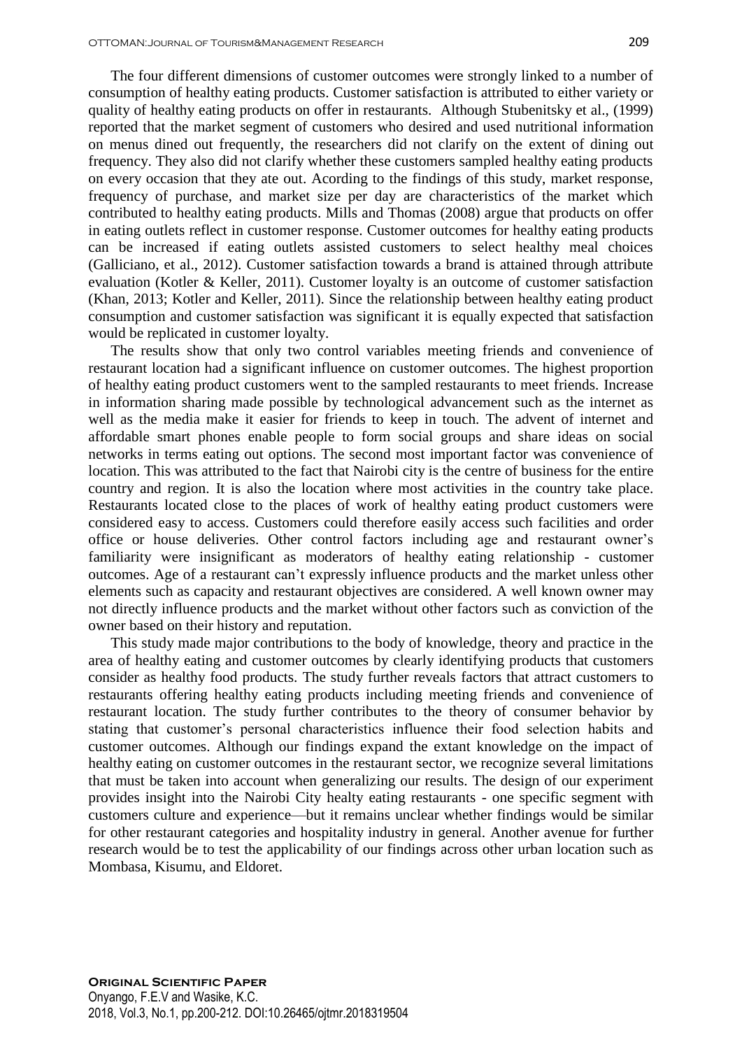The four different dimensions of customer outcomes were strongly linked to a number of consumption of healthy eating products. Customer satisfaction is attributed to either variety or quality of healthy eating products on offer in restaurants. Although Stubenitsky et al., (1999) reported that the market segment of customers who desired and used nutritional information on menus dined out frequently, the researchers did not clarify on the extent of dining out frequency. They also did not clarify whether these customers sampled healthy eating products on every occasion that they ate out. Acording to the findings of this study, market response, frequency of purchase, and market size per day are characteristics of the market which contributed to healthy eating products. Mills and Thomas (2008) argue that products on offer in eating outlets reflect in customer response. Customer outcomes for healthy eating products can be increased if eating outlets assisted customers to select healthy meal choices (Galliciano, et al., 2012). Customer satisfaction towards a brand is attained through attribute evaluation (Kotler & Keller, 2011). Customer loyalty is an outcome of customer satisfaction (Khan, 2013; Kotler and Keller, 2011). Since the relationship between healthy eating product consumption and customer satisfaction was significant it is equally expected that satisfaction would be replicated in customer loyalty.

The results show that only two control variables meeting friends and convenience of restaurant location had a significant influence on customer outcomes. The highest proportion of healthy eating product customers went to the sampled restaurants to meet friends. Increase in information sharing made possible by technological advancement such as the internet as well as the media make it easier for friends to keep in touch. The advent of internet and affordable smart phones enable people to form social groups and share ideas on social networks in terms eating out options. The second most important factor was convenience of location. This was attributed to the fact that Nairobi city is the centre of business for the entire country and region. It is also the location where most activities in the country take place. Restaurants located close to the places of work of healthy eating product customers were considered easy to access. Customers could therefore easily access such facilities and order office or house deliveries. Other control factors including age and restaurant owner's familiarity were insignificant as moderators of healthy eating relationship - customer outcomes. Age of a restaurant can't expressly influence products and the market unless other elements such as capacity and restaurant objectives are considered. A well known owner may not directly influence products and the market without other factors such as conviction of the owner based on their history and reputation.

This study made major contributions to the body of knowledge, theory and practice in the area of healthy eating and customer outcomes by clearly identifying products that customers consider as healthy food products. The study further reveals factors that attract customers to restaurants offering healthy eating products including meeting friends and convenience of restaurant location. The study further contributes to the theory of consumer behavior by stating that customer's personal characteristics influence their food selection habits and customer outcomes. Although our findings expand the extant knowledge on the impact of healthy eating on customer outcomes in the restaurant sector, we recognize several limitations that must be taken into account when generalizing our results. The design of our experiment provides insight into the Nairobi City healty eating restaurants - one specific segment with customers culture and experience—but it remains unclear whether findings would be similar for other restaurant categories and hospitality industry in general. Another avenue for further research would be to test the applicability of our findings across other urban location such as Mombasa, Kisumu, and Eldoret.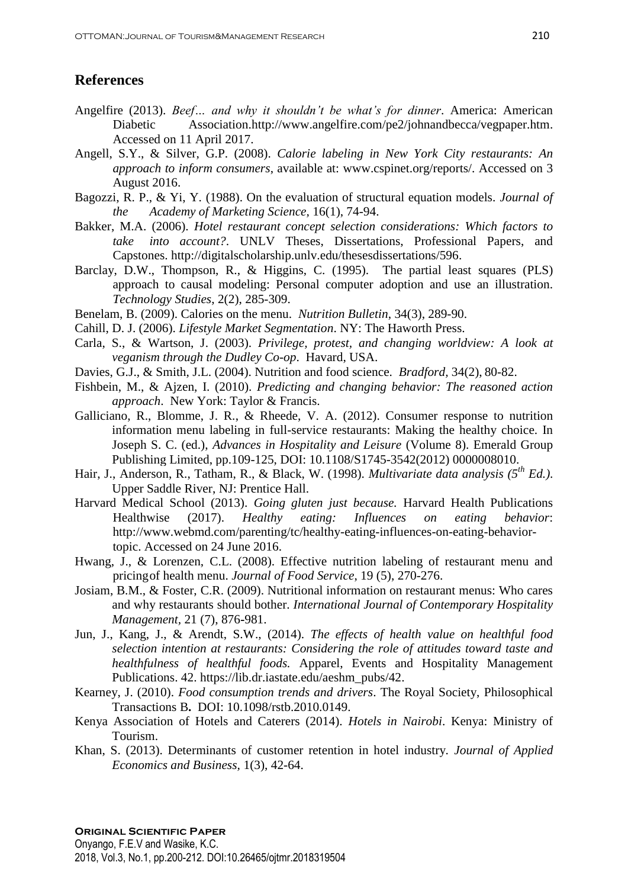## References

Angelfire (2013). *Beef… and why it shouldn't be what's for dinner*. America: American Diabetic Association.http://www.angelfire.com/pe2/johnandbecca/vegpaper.htm. Accessed on 11 April 2017.

Angell, S.Y., & Silver, G.P. (2008). *Calorie labeling in New York City restaurants: An approach to inform consumers*, available at: www.cspinet.org/reports/. Accessed on 3 August 2016.

Bagozzi, R. P., & Yi, Y. (1988). On the evaluation of structural equation models. *Journal of the Academy of Marketing Science*, 16(1), 74-94.

Bakker, M.A. (2006). *Hotel restaurant concept selection considerations: Which factors to take into account?*. UNLV Theses, Dissertations, Professional Papers, and Capstones. http://digitalscholarship.unlv.edu/thesesdissertations/596.

Barclay, D.W., Thompson, R., & Higgins, C. (1995). The partial least squares (PLS) approach to causal modeling: Personal computer adoption and use an illustration. *Technology Studies*, 2(2), 285-309.

Benelam, B. (2009). Calories on the menu. *Nutrition Bulletin*, 34(3), 289-90.

Cahill, D. J. (2006). *Lifestyle Market Segmentation*. NY: The Haworth Press.

Carla, S., & Wartson, J. (2003). *Privilege, protest, and changing worldview: A look at veganism through the Dudley Co-op*. Havard, USA.

Davies, G.J., & Smith, J.L. (2004). Nutrition and food science. *Bradford*, 34(2), 80-82.

Fishbein, M., & Ajzen, I. (2010). *Predicting and changing behavior: The reasoned action approach*. New York: Taylor & Francis.

Galliciano, R., Blomme, J. R., & Rheede, V. A. (2012). Consumer response to nutrition information menu labeling in full-service restaurants: Making the healthy choice. In Joseph S. C. (ed.), *Advances in Hospitality and Leisure* (Volume 8). Emerald Group Publishing Limited, pp.109-125, DOI: 10.1108/S1745-3542(2012) 0000008010.

Hair, J., Anderson, R., Tatham, R., & Black, W. (1998). *Multivariate data analysis (5th Ed.)*. Upper Saddle River, NJ: Prentice Hall.

Harvard Medical School (2013). *Going gluten just because.* Harvard Health Publications Healthwise (2017). *Healthy eating: Influences on eating behavior*: http://www.webmd.com/parenting/tc/healthy-eating-influences-on-eating-behavior-topic. Accessed on 24 June 2016.

Hwang, J., & Lorenzen, C.L. (2008). Effective nutrition labeling of restaurant menu and pricing of health menu. *Journal of Food Service*, 19 (5), 270-276.

Josiam, B.M., & Foster, C.R. (2009). Nutritional information on restaurant menus: Who cares and why restaurants should bother. *International Journal of Contemporary Hospitality Management*, 21 (7), 876-981.

Jun, J., Kang, J., & Arendt, S.W., (2014). *The effects of health value on healthful food selection intention at restaurants: Considering the role of attitudes toward taste and healthfulness of healthful foods.* Apparel, Events and Hospitality Management Publications. 42. https://lib.dr.iastate.edu/aeshm_pubs/42.

Kearney, J. (2010). *Food consumption trends and drivers*. The Royal Society, Philosophical Transactions B**.** DOI: 10.1098/rstb.2010.0149.

Kenya Association of Hotels and Caterers (2014). *Hotels in Nairobi*. Kenya: Ministry of Tourism.

Khan, S. (2013). Determinants of customer retention in hotel industry. *Journal of Applied Economics and Business*, 1(3), 42-64.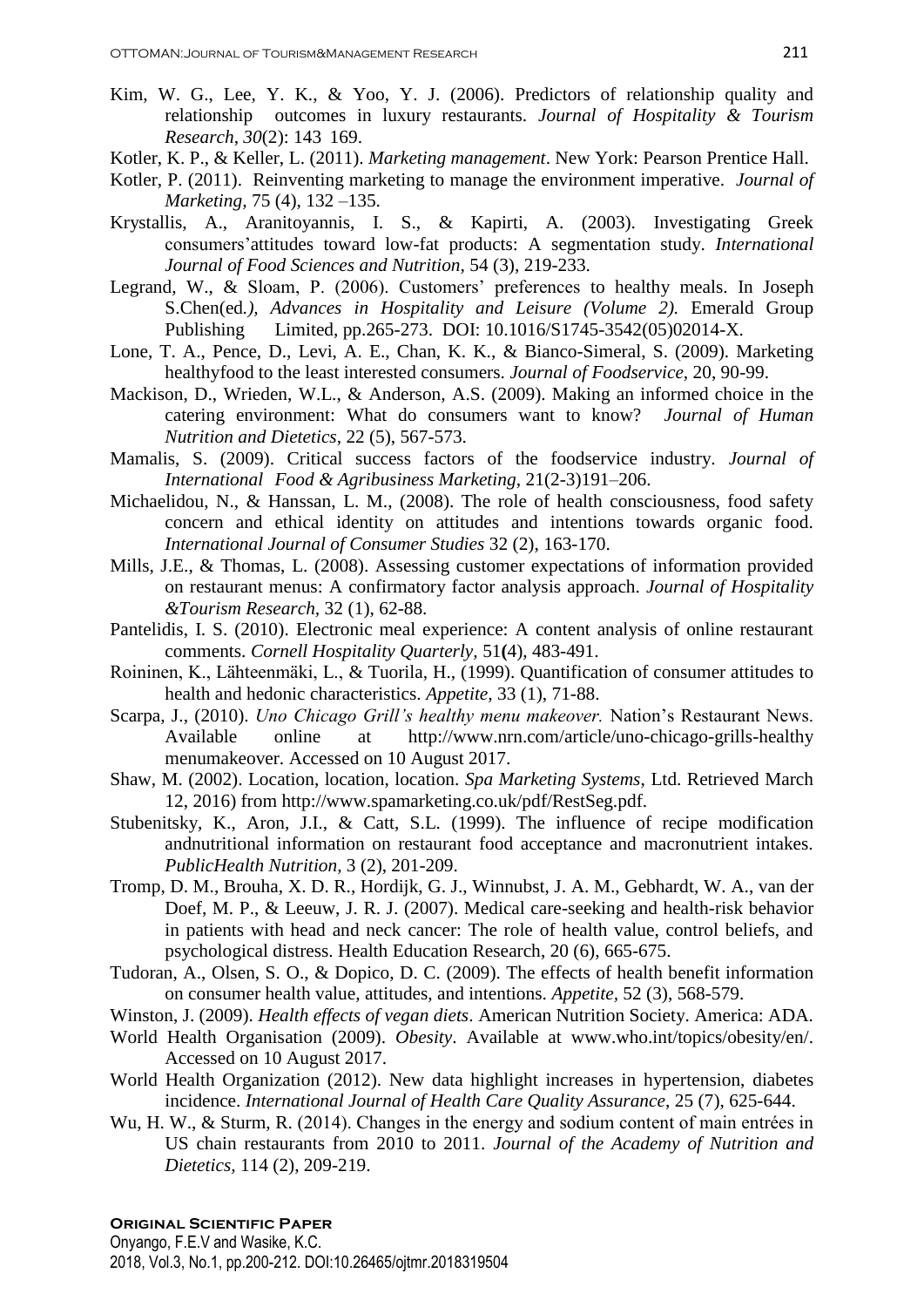Kim, W. G., Lee, Y. K., & Yoo, Y. J. (2006). Predictors of relationship quality and relationship outcomes in luxury restaurants. *Journal of Hospitality & Tourism Research*, *30*(2): 143 169.

Kotler, K. P., & Keller, L. (2011). *Marketing management*. New York: Pearson Prentice Hall.

Kotler, P. (2011). Reinventing marketing to manage the environment imperative. *Journal of Marketing,* 75 (4), 132 –135.

Krystallis, A., Aranitoyannis, I. S., & Kapirti, A. (2003). Investigating Greek consumers'attitudes toward low-fat products: A segmentation study. *International Journal of Food Sciences and Nutrition,* 54 (3), 219-233.

Legrand, W., & Sloam, P. (2006). Customers' preferences to healthy meals. In Joseph S.Chen(ed*.), Advances in Hospitality and Leisure (Volume 2).* Emerald Group Publishing Limited, pp.265-273. DOI: 10.1016/S1745-3542(05)02014-X.

Lone, T. A., Pence, D., Levi, A. E., Chan, K. K., & Bianco-Simeral, S. (2009). Marketing healthyfood to the least interested consumers. *Journal of Foodservice*, 20, 90-99.

Mackison, D., Wrieden, W.L., & Anderson, A.S. (2009). Making an informed choice in the catering environment: What do consumers want to know? *Journal of Human Nutrition and Dietetics*, 22 (5), 567-573.

Mamalis, S. (2009). Critical success factors of the foodservice industry. *Journal of International Food & Agribusiness Marketing*, 21(2-3)191–206.

Michaelidou, N., & Hanssan, L. M., (2008). The role of health consciousness, food safety concern and ethical identity on attitudes and intentions towards organic food. *International Journal of Consumer Studies* 32 (2), 163-170.

Mills, J.E., & Thomas, L. (2008). Assessing customer expectations of information provided on restaurant menus: A confirmatory factor analysis approach. *Journal of Hospitality &Tourism Research,* 32 (1), 62-88.

Pantelidis, I. S. (2010). Electronic meal experience: A content analysis of online restaurant comments. *Cornell Hospitality Quarterly,* 51**(**4), 483-491.

Roininen, K., Lähteenmäki, L., & Tuorila, H., (1999). Quantification of consumer attitudes to health and hedonic characteristics. *Appetite,* 33 (1), 71-88.

Scarpa, J., (2010). *Uno Chicago Grill's healthy menu makeover.* Nation's Restaurant News. Available online at http://www.nrn.com/article/uno-chicago-grills-healthy menumakeover. Accessed on 10 August 2017.

Shaw, M. (2002). Location, location, location. *Spa Marketing Systems*, Ltd. Retrieved March 12, 2016) from http://www.spamarketing.co.uk/pdf/RestSeg.pdf.

Stubenitsky, K., Aron, J.I., & Catt, S.L. (1999). The influence of recipe modification andnutritional information on restaurant food acceptance and macronutrient intakes. *PublicHealth Nutrition,* 3 (2), 201-209.

Tromp, D. M., Brouha, X. D. R., Hordijk, G. J., Winnubst, J. A. M., Gebhardt, W. A., van der Doef, M. P., & Leeuw, J. R. J. (2007). Medical care-seeking and health-risk behavior in patients with head and neck cancer: The role of health value, control beliefs, and psychological distress. Health Education Research, 20 (6), 665-675.

Tudoran, A., Olsen, S. O., & Dopico, D. C. (2009). The effects of health benefit information on consumer health value, attitudes, and intentions. *Appetite,* 52 (3), 568-579.

Winston, J. (2009). *Health effects of vegan diets*. American Nutrition Society. America: ADA.

World Health Organisation (2009). *Obesity*. Available at www.who.int/topics/obesity/en/. Accessed on 10 August 2017.

World Health Organization (2012). New data highlight increases in hypertension, diabetes incidence. *International Journal of Health Care Quality Assurance*, 25 (7), 625-644.

Wu, H. W., & Sturm, R. (2014). Changes in the energy and sodium content of main entrées in US chain restaurants from 2010 to 2011. *Journal of the Academy of Nutrition and Dietetics,* 114 (2), 209-219.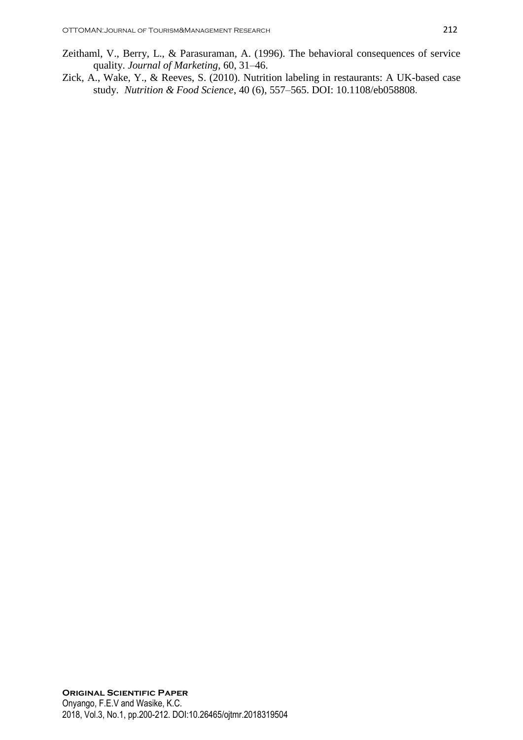Zeithaml, V., Berry, L., & Parasuraman, A. (1996). The behavioral consequences of service quality. *Journal of Marketing*, 60, 31–46.

Zick, A., Wake, Y., & Reeves, S. (2010). Nutrition labeling in restaurants: A UK-based case study. *Nutrition & Food Science*, 40 (6), 557–565. DOI: 10.1108/eb058808.